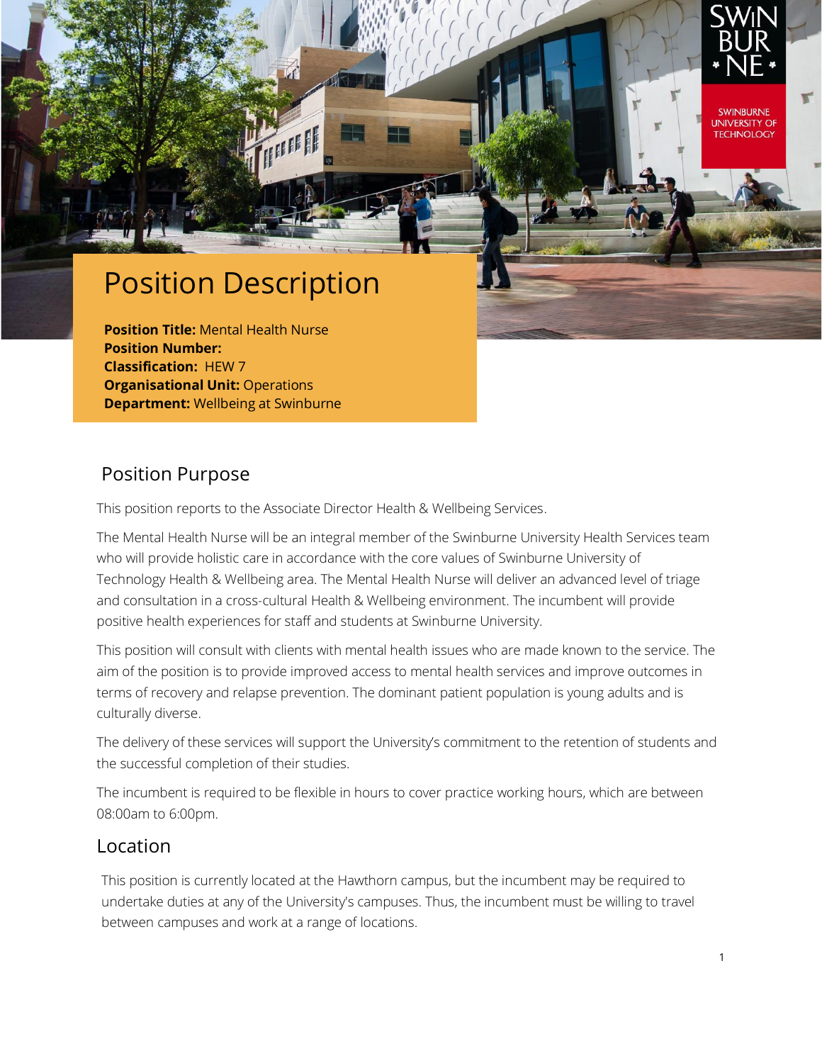# Position Description

**Position Title:** Mental Health Nurse
**Position Number:**
**Classification:** HEW 7
**Organisational Unit:** Operations
**Department:** Wellbeing at Swinburne

## Position Purpose

This position reports to the Associate Director Health & Wellbeing Services.

The Mental Health Nurse will be an integral member of the Swinburne University Health Services team who will provide holistic care in accordance with the core values of Swinburne University of Technology Health & Wellbeing area. The Mental Health Nurse will deliver an advanced level of triage and consultation in a cross-cultural Health & Wellbeing environment. The incumbent will provide positive health experiences for staff and students at Swinburne University.

This position will consult with clients with mental health issues who are made known to the service. The aim of the position is to provide improved access to mental health services and improve outcomes in terms of recovery and relapse prevention. The dominant patient population is young adults and is culturally diverse.

The delivery of these services will support the University's commitment to the retention of students and the successful completion of their studies.

The incumbent is required to be flexible in hours to cover practice working hours, which are between 08:00am to 6:00pm.

## Location

This position is currently located at the Hawthorn campus, but the incumbent may be required to undertake duties at any of the University's campuses. Thus, the incumbent must be willing to travel between campuses and work at a range of locations.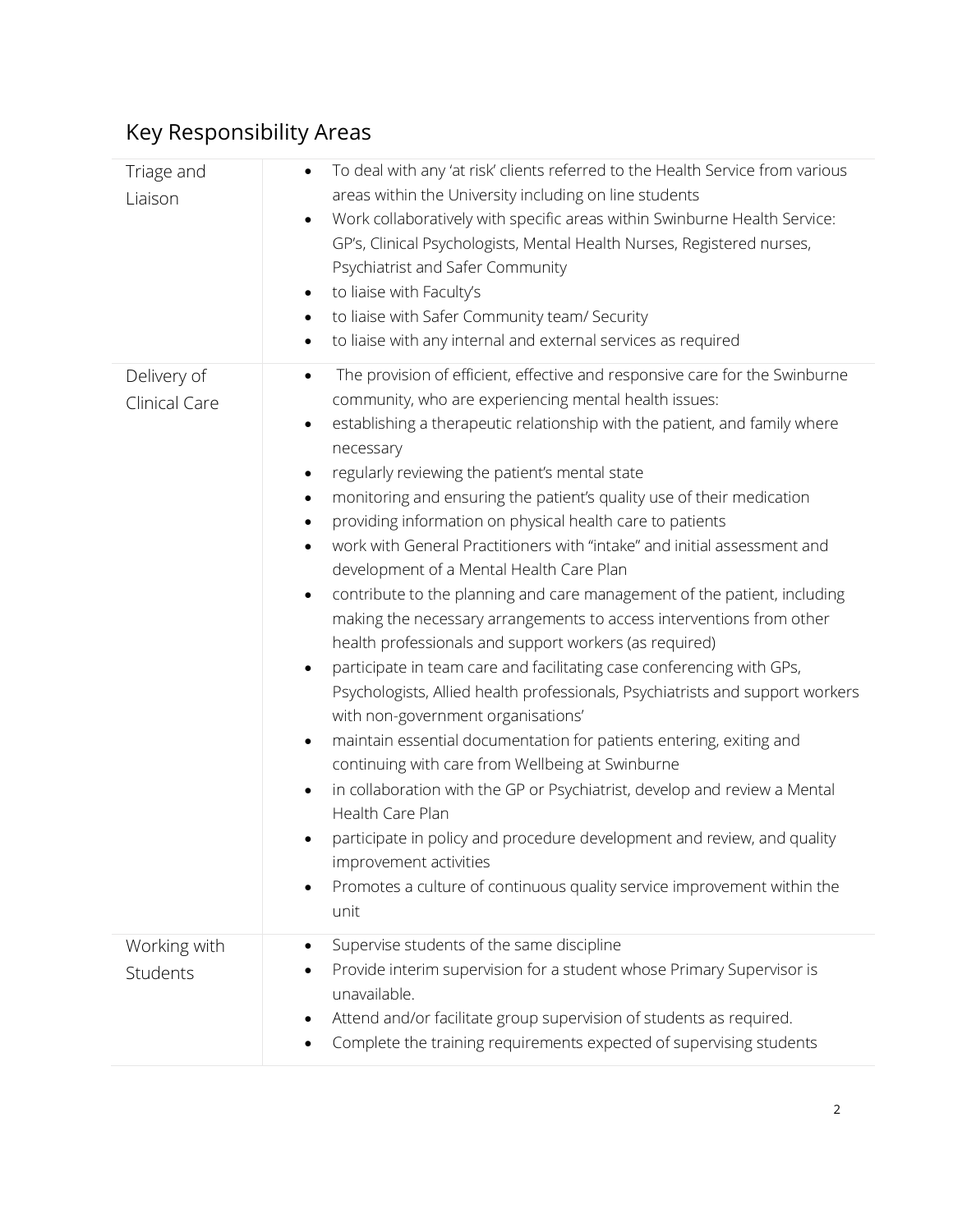## Key Responsibility Areas

| | |
|---|---|
| Triage and Liaison | • To deal with any 'at risk' clients referred to the Health Service from various areas within the University including on line students<br>• Work collaboratively with specific areas within Swinburne Health Service: GP's, Clinical Psychologists, Mental Health Nurses, Registered nurses, Psychiatrist and Safer Community<br>• to liaise with Faculty's<br>• to liaise with Safer Community team/ Security<br>• to liaise with any internal and external services as required |
| Delivery of Clinical Care | • The provision of efficient, effective and responsive care for the Swinburne community, who are experiencing mental health issues:<br>• establishing a therapeutic relationship with the patient, and family where necessary<br>• regularly reviewing the patient's mental state<br>• monitoring and ensuring the patient's quality use of their medication<br>• providing information on physical health care to patients<br>• work with General Practitioners with "intake" and initial assessment and development of a Mental Health Care Plan<br>• contribute to the planning and care management of the patient, including making the necessary arrangements to access interventions from other health professionals and support workers (as required)<br>• participate in team care and facilitating case conferencing with GPs, Psychologists, Allied health professionals, Psychiatrists and support workers with non-government organisations'<br>• maintain essential documentation for patients entering, exiting and continuing with care from Wellbeing at Swinburne<br>• in collaboration with the GP or Psychiatrist, develop and review a Mental Health Care Plan<br>• participate in policy and procedure development and review, and quality improvement activities<br>• Promotes a culture of continuous quality service improvement within the unit |
| Working with Students | • Supervise students of the same discipline<br>• Provide interim supervision for a student whose Primary Supervisor is unavailable.<br>• Attend and/or facilitate group supervision of students as required.<br>• Complete the training requirements expected of supervising students |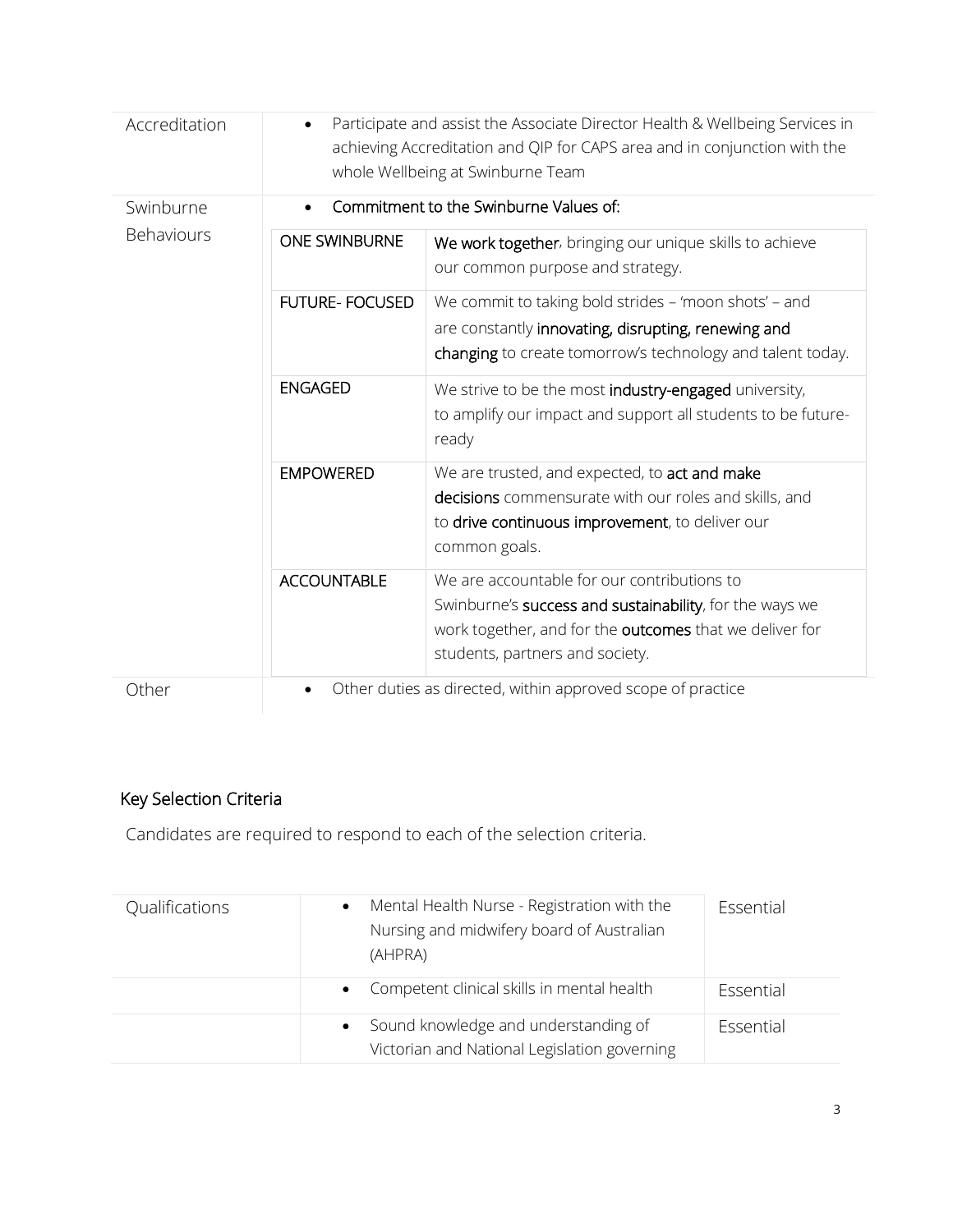| | |
|---|---|
| Accreditation | • Participate and assist the Associate Director Health & Wellbeing Services in achieving Accreditation and QIP for CAPS area and in conjunction with the whole Wellbeing at Swinburne Team |
| Swinburne Behaviours | • **Commitment to the Swinburne Values of:** |
| | **ONE SWINBURNE** — **We work together**, bringing our unique skills to achieve our common purpose and strategy. |
| | **FUTURE- FOCUSED** — We commit to taking bold strides – 'moon shots' – and are constantly **innovating, disrupting, renewing and changing** to create tomorrow's technology and talent today. |
| | **ENGAGED** — We strive to be the most **industry-engaged** university, to amplify our impact and support all students to be future-ready |
| | **EMPOWERED** — We are trusted, and expected, to **act and make decisions** commensurate with our roles and skills, and to **drive continuous improvement**, to deliver our common goals. |
| | **ACCOUNTABLE** — We are accountable for our contributions to Swinburne's **success and sustainability**, for the ways we work together, and for the **outcomes** that we deliver for students, partners and society. |
| Other | • Other duties as directed, within approved scope of practice |

## Key Selection Criteria

Candidates are required to respond to each of the selection criteria.

| | | |
|---|---|---|
| Qualifications | • Mental Health Nurse - Registration with the Nursing and midwifery board of Australian (AHPRA) | Essential |
| | • Competent clinical skills in mental health | Essential |
| | • Sound knowledge and understanding of Victorian and National Legislation governing | Essential |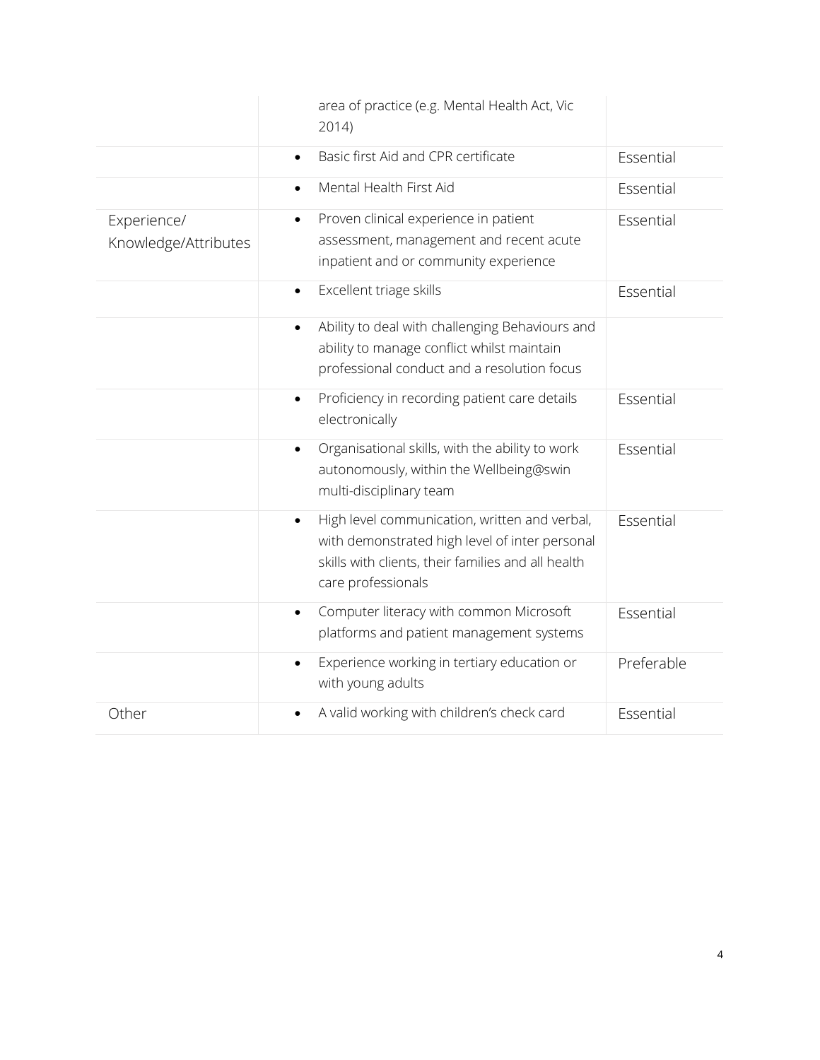| | | |
|---|---|---|
| | area of practice (e.g. Mental Health Act, Vic 2014) | |
| | • Basic first Aid and CPR certificate | Essential |
| | • Mental Health First Aid | Essential |
| Experience/ Knowledge/Attributes | • Proven clinical experience in patient assessment, management and recent acute inpatient and or community experience | Essential |
| | • Excellent triage skills | Essential |
| | • Ability to deal with challenging Behaviours and ability to manage conflict whilst maintain professional conduct and a resolution focus | |
| | • Proficiency in recording patient care details electronically | Essential |
| | • Organisational skills, with the ability to work autonomously, within the Wellbeing@swin multi-disciplinary team | Essential |
| | • High level communication, written and verbal, with demonstrated high level of inter personal skills with clients, their families and all health care professionals | Essential |
| | • Computer literacy with common Microsoft platforms and patient management systems | Essential |
| | • Experience working in tertiary education or with young adults | Preferable |
| Other | • A valid working with children's check card | Essential |